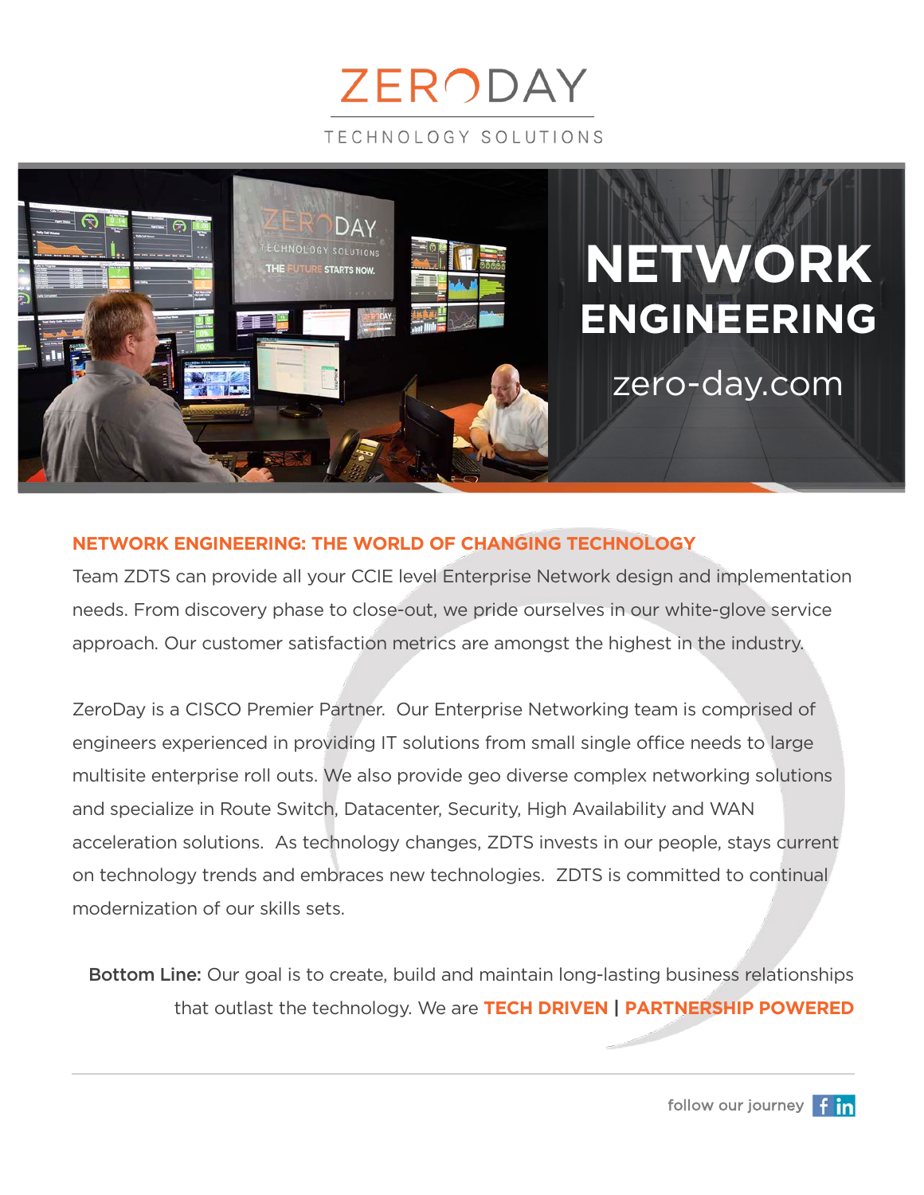# ZERODAY

TECHNOLOGY SOLUTIONS

# NETWORK ENGINEERING

zero-day.com

## NETWORK ENGINEERING: THE WORLD OF CHANGING TECHNOLOGY

Team ZDTS can provide all your CCIE level Enterprise Network design and implementation needs. From discovery phase to close-out, we pride ourselves in our white-glove service approach. Our customer satisfaction metrics are amongst the highest in the industry.

ZeroDay is a CISCO Premier Partner. Our Enterprise Networking team is comprised of engineers experienced in providing IT solutions from small single office needs to large multisite enterprise roll outs. We also provide geo diverse complex networking solutions and specialize in Route Switch, Datacenter, Security, High Availability and WAN acceleration solutions. As technology changes, ZDTS invests in our people, stays current on technology trends and embraces new technologies. ZDTS is committed to continual modernization of our skills sets.

**Bottom Line:** Our goal is to create, build and maintain long-lasting business relationships that outlast the technology. We are **TECH DRIVEN | PARTNERSHIP POWERED**

follow our journey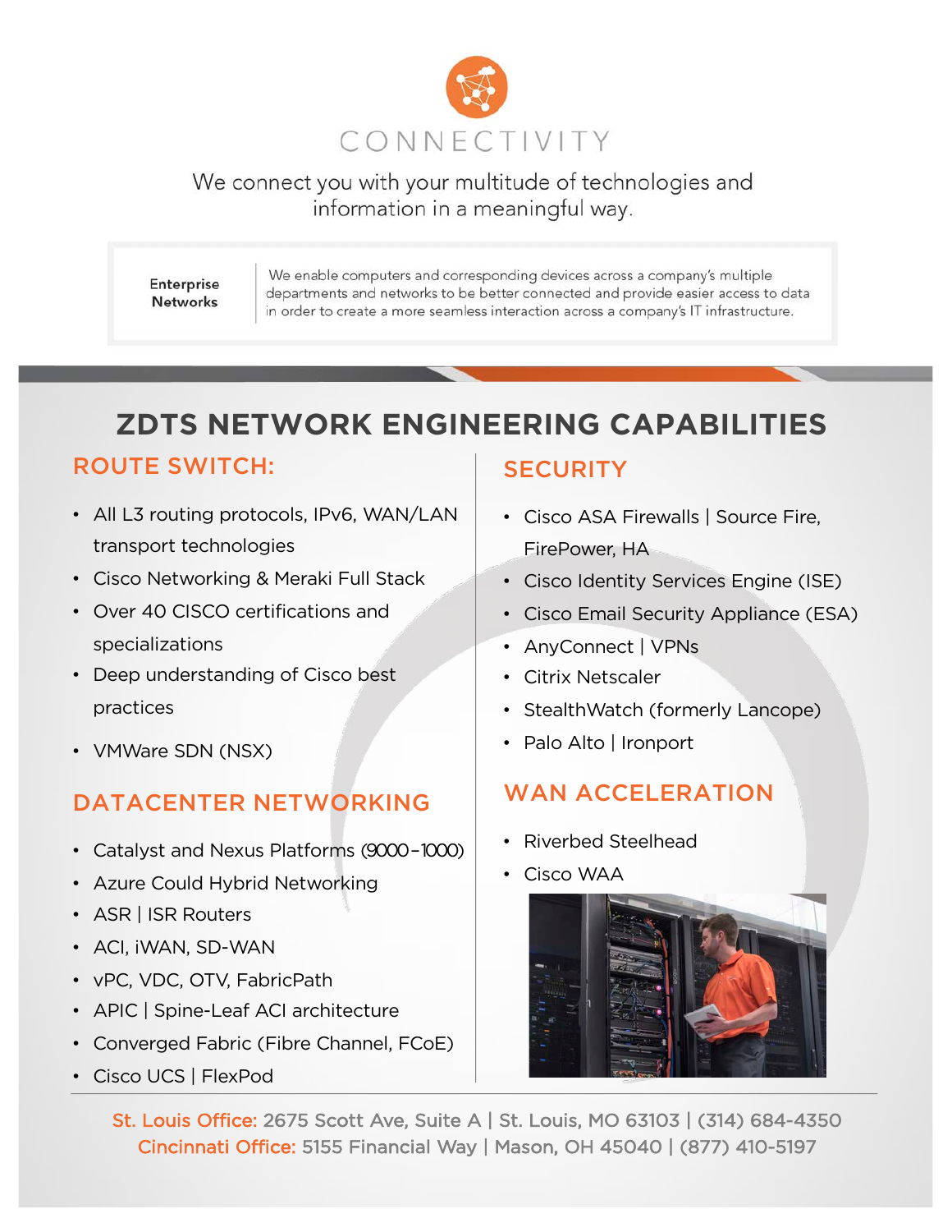# CONNECTIVITY

We connect you with your multitude of technologies and information in a meaningful way.

| | |
|---|---|
| **Enterprise Networks** | We enable computers and corresponding devices across a company's multiple departments and networks to be better connected and provide easier access to data in order to create a more seamless interaction across a company's IT infrastructure. |

## ZDTS NETWORK ENGINEERING CAPABILITIES

### ROUTE SWITCH:

- All L3 routing protocols, IPv6, WAN/LAN transport technologies
- Cisco Networking & Meraki Full Stack
- Over 40 CISCO certifications and specializations
- Deep understanding of Cisco best practices
- VMWare SDN (NSX)

### DATACENTER NETWORKING

- Catalyst and Nexus Platforms (9000-1000)
- Azure Could Hybrid Networking
- ASR | ISR Routers
- ACI, iWAN, SD-WAN
- vPC, VDC, OTV, FabricPath
- APIC | Spine-Leaf ACI architecture
- Converged Fabric (Fibre Channel, FCoE)
- Cisco UCS | FlexPod

### SECURITY

- Cisco ASA Firewalls | Source Fire, FirePower, HA
- Cisco Identity Services Engine (ISE)
- Cisco Email Security Appliance (ESA)
- AnyConnect | VPNs
- Citrix Netscaler
- StealthWatch (formerly Lancope)
- Palo Alto | Ironport

### WAN ACCELERATION

- Riverbed Steelhead
- Cisco WAA

St. Louis Office: 2675 Scott Ave, Suite A | St. Louis, MO 63103 | (314) 684-4350
Cincinnati Office: 5155 Financial Way | Mason, OH 45040 | (877) 410-5197